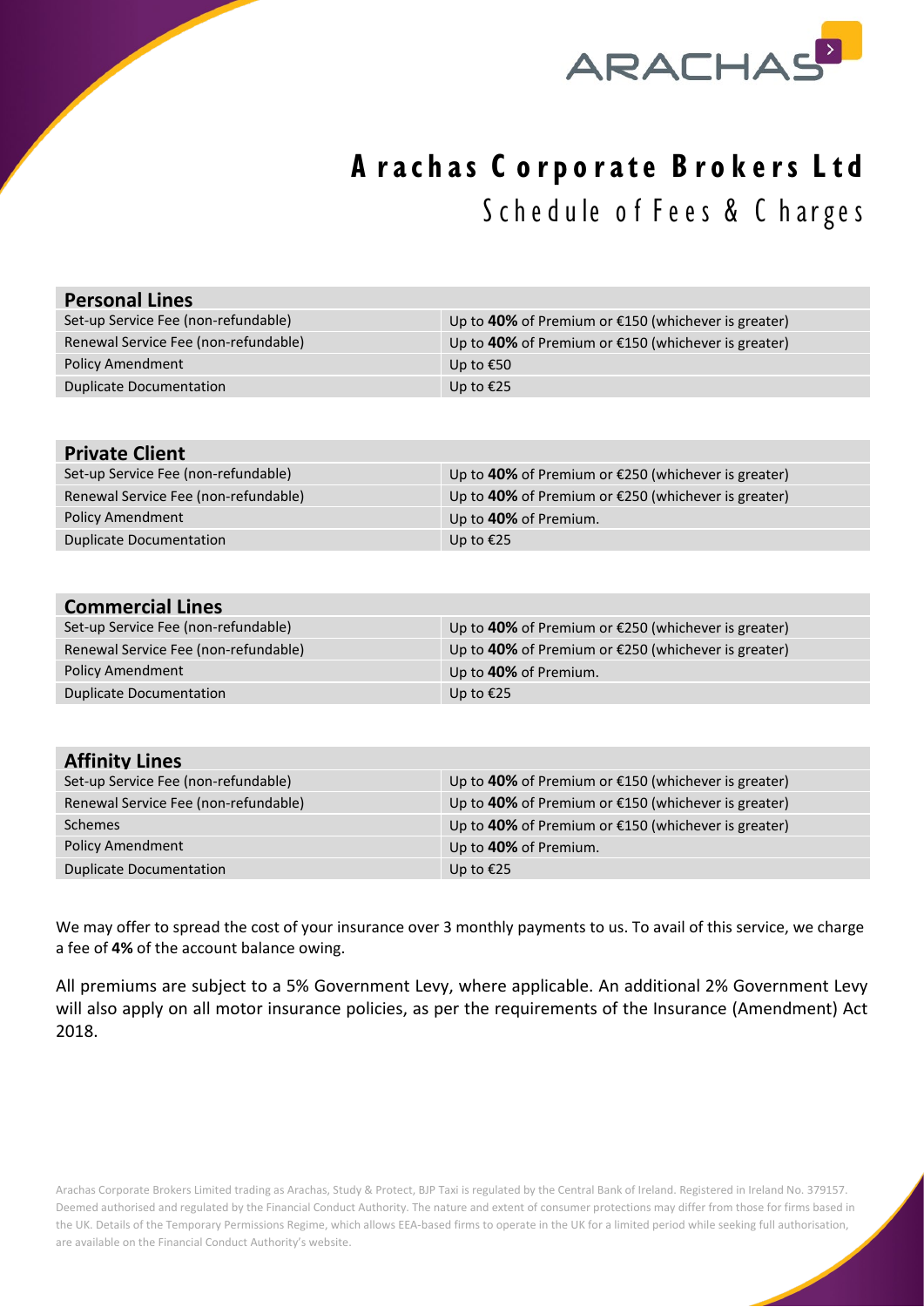# Arachas Corporate Brokers Ltd

## Schedule of Fees & Charges

| Personal Lines | |
|---|---|
| Set-up Service Fee (non-refundable) | Up to **40%** of Premium or €150 (whichever is greater) |
| Renewal Service Fee (non-refundable) | Up to **40%** of Premium or €150 (whichever is greater) |
| Policy Amendment | Up to €50 |
| Duplicate Documentation | Up to €25 |

| Private Client | |
|---|---|
| Set-up Service Fee (non-refundable) | Up to **40%** of Premium or €250 (whichever is greater) |
| Renewal Service Fee (non-refundable) | Up to **40%** of Premium or €250 (whichever is greater) |
| Policy Amendment | Up to **40%** of Premium. |
| Duplicate Documentation | Up to €25 |

| Commercial Lines | |
|---|---|
| Set-up Service Fee (non-refundable) | Up to **40%** of Premium or €250 (whichever is greater) |
| Renewal Service Fee (non-refundable) | Up to **40%** of Premium or €250 (whichever is greater) |
| Policy Amendment | Up to **40%** of Premium. |
| Duplicate Documentation | Up to €25 |

| Affinity Lines | |
|---|---|
| Set-up Service Fee (non-refundable) | Up to **40%** of Premium or €150 (whichever is greater) |
| Renewal Service Fee (non-refundable) | Up to **40%** of Premium or €150 (whichever is greater) |
| Schemes | Up to **40%** of Premium or €150 (whichever is greater) |
| Policy Amendment | Up to **40%** of Premium. |
| Duplicate Documentation | Up to €25 |

We may offer to spread the cost of your insurance over 3 monthly payments to us. To avail of this service, we charge a fee of **4%** of the account balance owing.

All premiums are subject to a 5% Government Levy, where applicable. An additional 2% Government Levy will also apply on all motor insurance policies, as per the requirements of the Insurance (Amendment) Act 2018.

Arachas Corporate Brokers Limited trading as Arachas, Study & Protect, BJP Taxi is regulated by the Central Bank of Ireland. Registered in Ireland No. 379157. Deemed authorised and regulated by the Financial Conduct Authority. The nature and extent of consumer protections may differ from those for firms based in the UK. Details of the Temporary Permissions Regime, which allows EEA-based firms to operate in the UK for a limited period while seeking full authorisation, are available on the Financial Conduct Authority's website.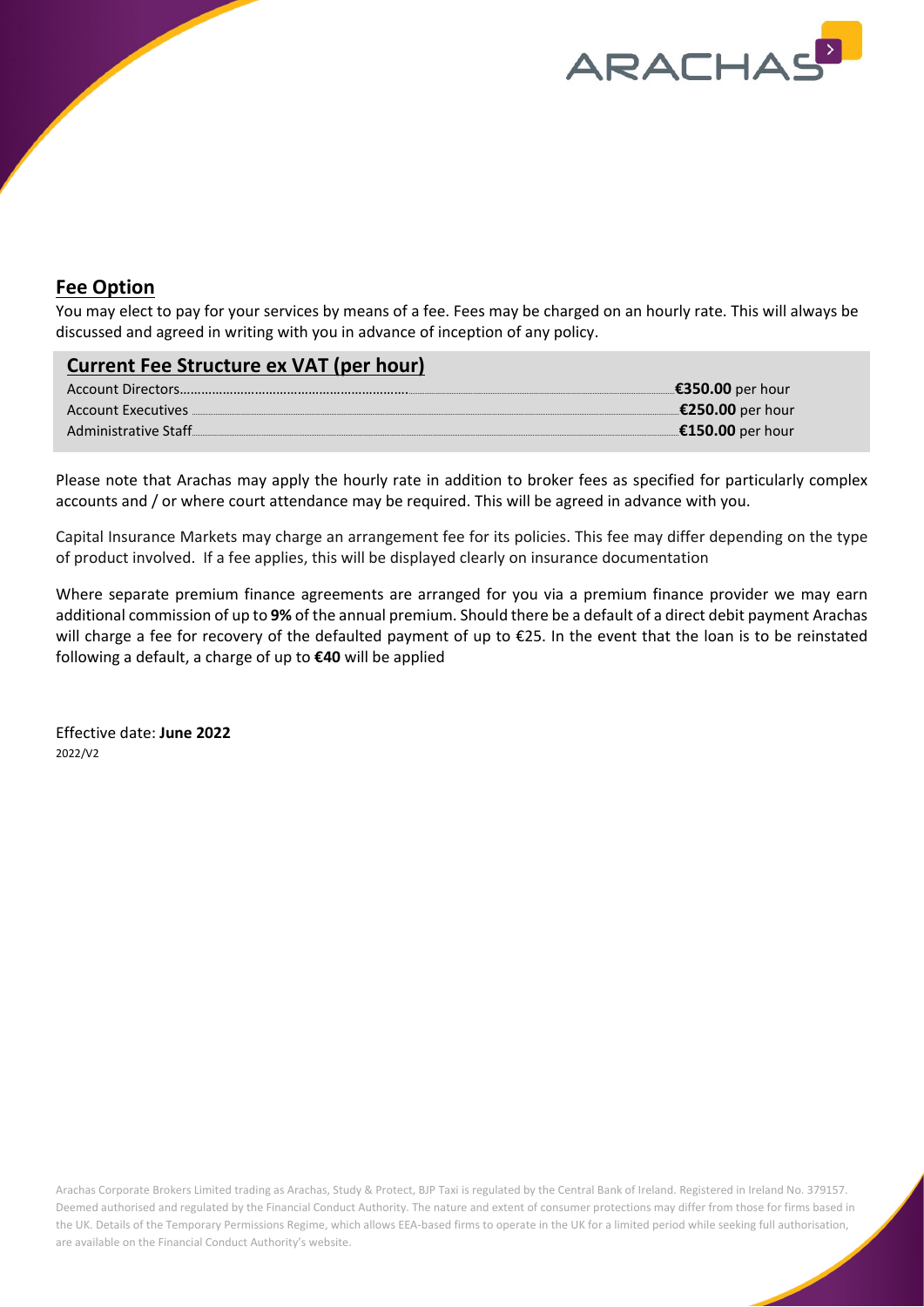## Fee Option

You may elect to pay for your services by means of a fee. Fees may be charged on an hourly rate. This will always be discussed and agreed in writing with you in advance of inception of any policy.

| Current Fee Structure ex VAT (per hour) | |
|---|---|
| Account Directors | **€350.00** per hour |
| Account Executives | **€250.00** per hour |
| Administrative Staff | **€150.00** per hour |

Please note that Arachas may apply the hourly rate in addition to broker fees as specified for particularly complex accounts and / or where court attendance may be required. This will be agreed in advance with you.

Capital Insurance Markets may charge an arrangement fee for its policies. This fee may differ depending on the type of product involved. If a fee applies, this will be displayed clearly on insurance documentation

Where separate premium finance agreements are arranged for you via a premium finance provider we may earn additional commission of up to **9%** of the annual premium. Should there be a default of a direct debit payment Arachas will charge a fee for recovery of the defaulted payment of up to €25. In the event that the loan is to be reinstated following a default, a charge of up to **€40** will be applied

Effective date: **June 2022**
2022/V2

Arachas Corporate Brokers Limited trading as Arachas, Study & Protect, BJP Taxi is regulated by the Central Bank of Ireland. Registered in Ireland No. 379157. Deemed authorised and regulated by the Financial Conduct Authority. The nature and extent of consumer protections may differ from those for firms based in the UK. Details of the Temporary Permissions Regime, which allows EEA-based firms to operate in the UK for a limited period while seeking full authorisation, are available on the Financial Conduct Authority's website.